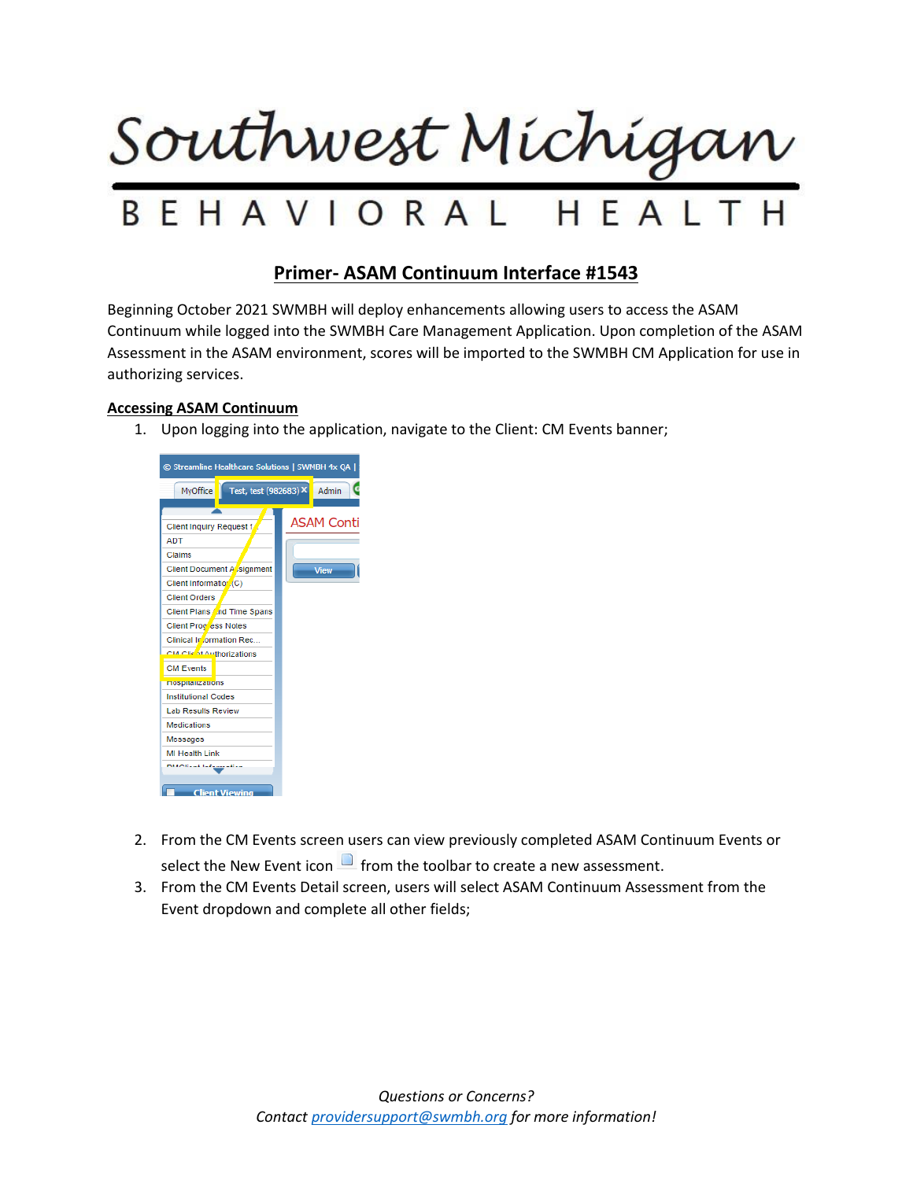# Southwest Michigan BEHAVIORAL HEALTH

## Primer- ASAM Continuum Interface #1543

Beginning October 2021 SWMBH will deploy enhancements allowing users to access the ASAM Continuum while logged into the SWMBH Care Management Application. Upon completion of the ASAM Assessment in the ASAM environment, scores will be imported to the SWMBH CM Application for use in authorizing services.

### Accessing ASAM Continuum

1. Upon logging into the application, navigate to the Client: CM Events banner;
2. From the CM Events screen users can view previously completed ASAM Continuum Events or select the New Event icon from the toolbar to create a new assessment.
3. From the CM Events Detail screen, users will select ASAM Continuum Assessment from the Event dropdown and complete all other fields;

*Questions or Concerns?*
*Contact providersupport@swmbh.org for more information!*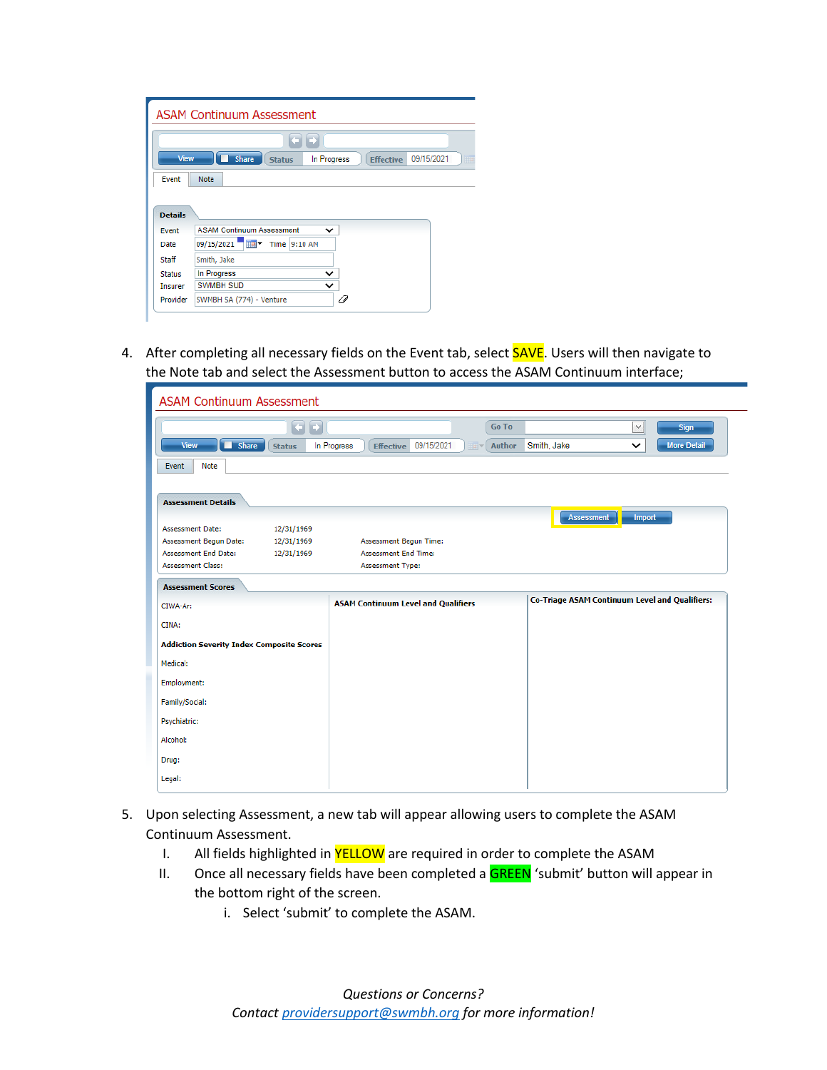4. After completing all necessary fields on the Event tab, select SAVE. Users will then navigate to the Note tab and select the Assessment button to access the ASAM Continuum interface;

5. Upon selecting Assessment, a new tab will appear allowing users to complete the ASAM Continuum Assessment.
   I. All fields highlighted in YELLOW are required in order to complete the ASAM
   II. Once all necessary fields have been completed a GREEN 'submit' button will appear in the bottom right of the screen.
      i. Select 'submit' to complete the ASAM.

*Questions or Concerns?*
*Contact providersupport@swmbh.org for more information!*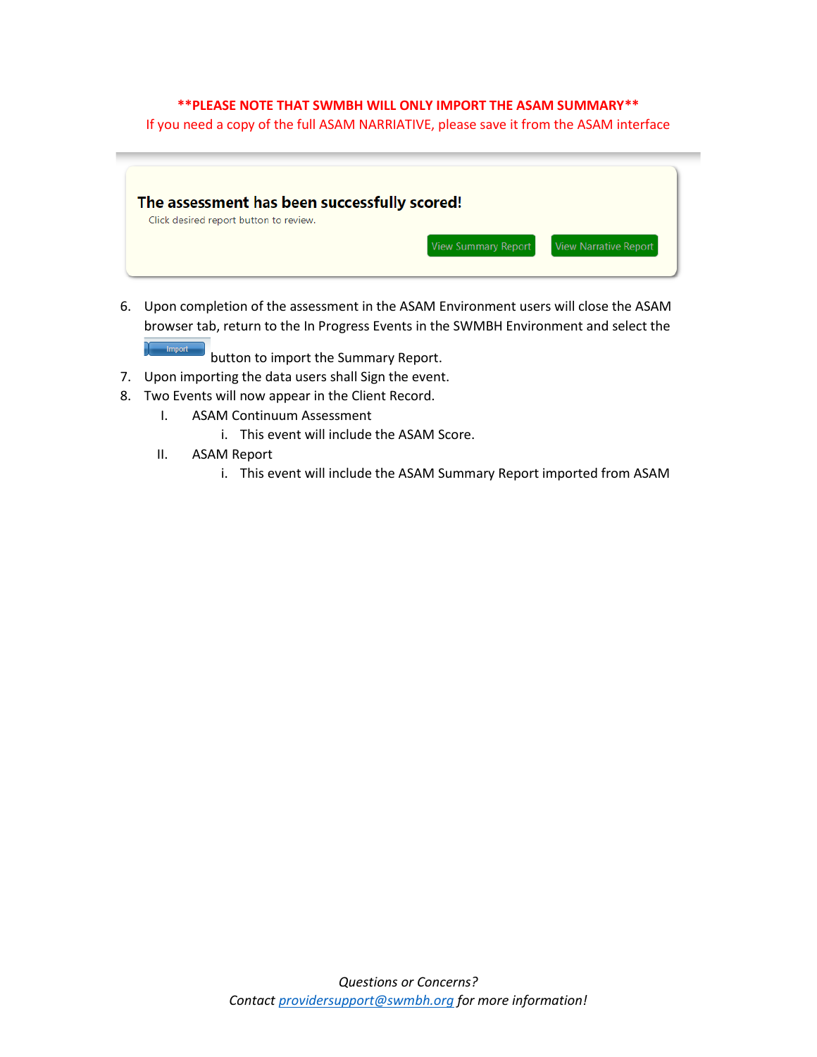**\*\*PLEASE NOTE THAT SWMBH WILL ONLY IMPORT THE ASAM SUMMARY\*\***

If you need a copy of the full ASAM NARRIATIVE, please save it from the ASAM interface

**The assessment has been successfully scored!**

Click desired report button to review.

View Summary Report | View Narrative Report

6. Upon completion of the assessment in the ASAM Environment users will close the ASAM browser tab, return to the In Progress Events in the SWMBH Environment and select the Import button to import the Summary Report.
7. Upon importing the data users shall Sign the event.
8. Two Events will now appear in the Client Record.
   - I. ASAM Continuum Assessment
     - i. This event will include the ASAM Score.
   - II. ASAM Report
     - i. This event will include the ASAM Summary Report imported from ASAM

*Questions or Concerns?*

*Contact providersupport@swmbh.org for more information!*